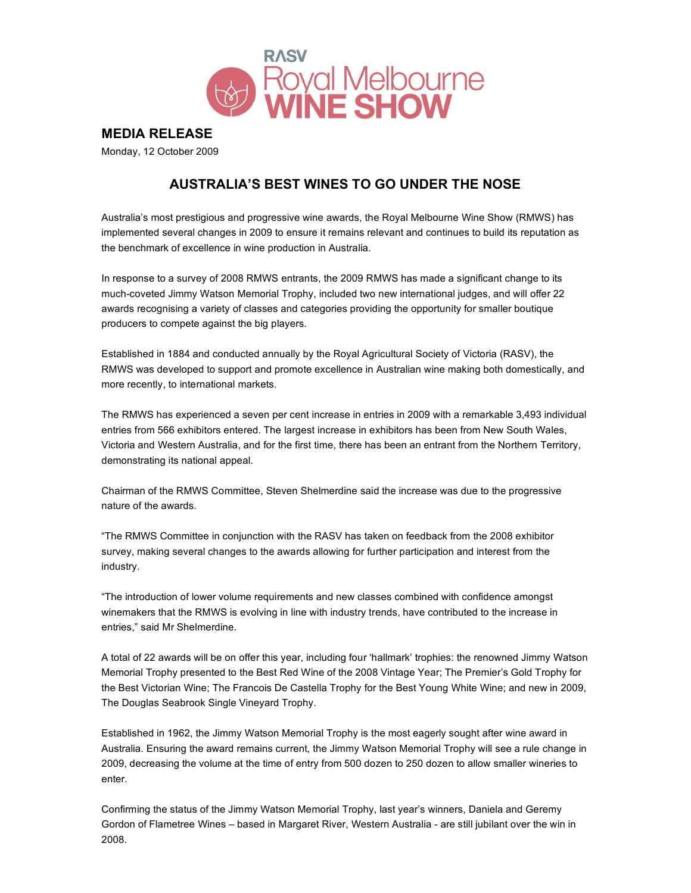RASV Royal Melbourne WINE SHOW

## MEDIA RELEASE

Monday, 12 October 2009

# AUSTRALIA'S BEST WINES TO GO UNDER THE NOSE

Australia's most prestigious and progressive wine awards, the Royal Melbourne Wine Show (RMWS) has implemented several changes in 2009 to ensure it remains relevant and continues to build its reputation as the benchmark of excellence in wine production in Australia.

In response to a survey of 2008 RMWS entrants, the 2009 RMWS has made a significant change to its much-coveted Jimmy Watson Memorial Trophy, included two new international judges, and will offer 22 awards recognising a variety of classes and categories providing the opportunity for smaller boutique producers to compete against the big players.

Established in 1884 and conducted annually by the Royal Agricultural Society of Victoria (RASV), the RMWS was developed to support and promote excellence in Australian wine making both domestically, and more recently, to international markets.

The RMWS has experienced a seven per cent increase in entries in 2009 with a remarkable 3,493 individual entries from 566 exhibitors entered. The largest increase in exhibitors has been from New South Wales, Victoria and Western Australia, and for the first time, there has been an entrant from the Northern Territory, demonstrating its national appeal.

Chairman of the RMWS Committee, Steven Shelmerdine said the increase was due to the progressive nature of the awards.

"The RMWS Committee in conjunction with the RASV has taken on feedback from the 2008 exhibitor survey, making several changes to the awards allowing for further participation and interest from the industry.

"The introduction of lower volume requirements and new classes combined with confidence amongst winemakers that the RMWS is evolving in line with industry trends, have contributed to the increase in entries," said Mr Shelmerdine.

A total of 22 awards will be on offer this year, including four 'hallmark' trophies: the renowned Jimmy Watson Memorial Trophy presented to the Best Red Wine of the 2008 Vintage Year; The Premier's Gold Trophy for the Best Victorian Wine; The Francois De Castella Trophy for the Best Young White Wine; and new in 2009, The Douglas Seabrook Single Vineyard Trophy.

Established in 1962, the Jimmy Watson Memorial Trophy is the most eagerly sought after wine award in Australia. Ensuring the award remains current, the Jimmy Watson Memorial Trophy will see a rule change in 2009, decreasing the volume at the time of entry from 500 dozen to 250 dozen to allow smaller wineries to enter.

Confirming the status of the Jimmy Watson Memorial Trophy, last year's winners, Daniela and Geremy Gordon of Flametree Wines – based in Margaret River, Western Australia - are still jubilant over the win in 2008.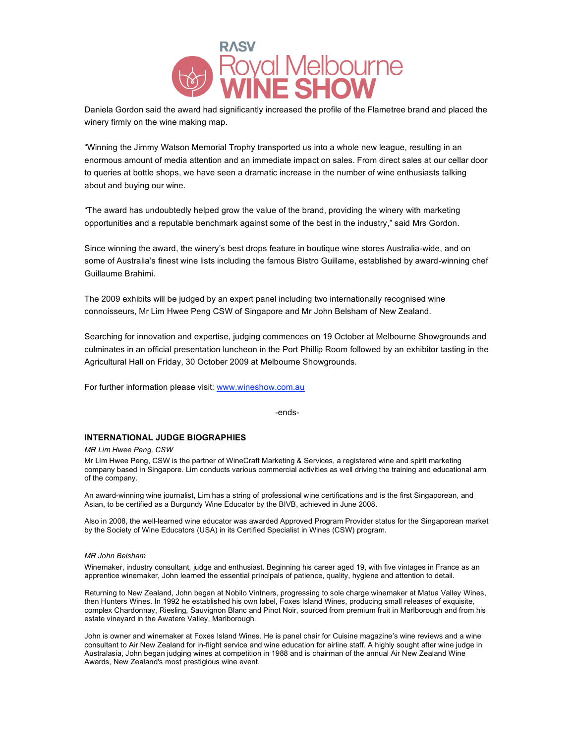Daniela Gordon said the award had significantly increased the profile of the Flametree brand and placed the winery firmly on the wine making map.

"Winning the Jimmy Watson Memorial Trophy transported us into a whole new league, resulting in an enormous amount of media attention and an immediate impact on sales. From direct sales at our cellar door to queries at bottle shops, we have seen a dramatic increase in the number of wine enthusiasts talking about and buying our wine.

"The award has undoubtedly helped grow the value of the brand, providing the winery with marketing opportunities and a reputable benchmark against some of the best in the industry," said Mrs Gordon.

Since winning the award, the winery's best drops feature in boutique wine stores Australia-wide, and on some of Australia's finest wine lists including the famous Bistro Guillame, established by award-winning chef Guillaume Brahimi.

The 2009 exhibits will be judged by an expert panel including two internationally recognised wine connoisseurs, Mr Lim Hwee Peng CSW of Singapore and Mr John Belsham of New Zealand.

Searching for innovation and expertise, judging commences on 19 October at Melbourne Showgrounds and culminates in an official presentation luncheon in the Port Phillip Room followed by an exhibitor tasting in the Agricultural Hall on Friday, 30 October 2009 at Melbourne Showgrounds.

For further information please visit: www.wineshow.com.au

-ends-

## INTERNATIONAL JUDGE BIOGRAPHIES

*MR Lim Hwee Peng, CSW*

Mr Lim Hwee Peng, CSW is the partner of WineCraft Marketing & Services, a registered wine and spirit marketing company based in Singapore. Lim conducts various commercial activities as well driving the training and educational arm of the company.

An award-winning wine journalist, Lim has a string of professional wine certifications and is the first Singaporean, and Asian, to be certified as a Burgundy Wine Educator by the BIVB, achieved in June 2008.

Also in 2008, the well-learned wine educator was awarded Approved Program Provider status for the Singaporean market by the Society of Wine Educators (USA) in its Certified Specialist in Wines (CSW) program.

*MR John Belsham*

Winemaker, industry consultant, judge and enthusiast. Beginning his career aged 19, with five vintages in France as an apprentice winemaker, John learned the essential principals of patience, quality, hygiene and attention to detail.

Returning to New Zealand, John began at Nobilo Vintners, progressing to sole charge winemaker at Matua Valley Wines, then Hunters Wines. In 1992 he established his own label, Foxes Island Wines, producing small releases of exquisite, complex Chardonnay, Riesling, Sauvignon Blanc and Pinot Noir, sourced from premium fruit in Marlborough and from his estate vineyard in the Awatere Valley, Marlborough.

John is owner and winemaker at Foxes Island Wines. He is panel chair for Cuisine magazine's wine reviews and a wine consultant to Air New Zealand for in-flight service and wine education for airline staff. A highly sought after wine judge in Australasia, John began judging wines at competition in 1988 and is chairman of the annual Air New Zealand Wine Awards, New Zealand's most prestigious wine event.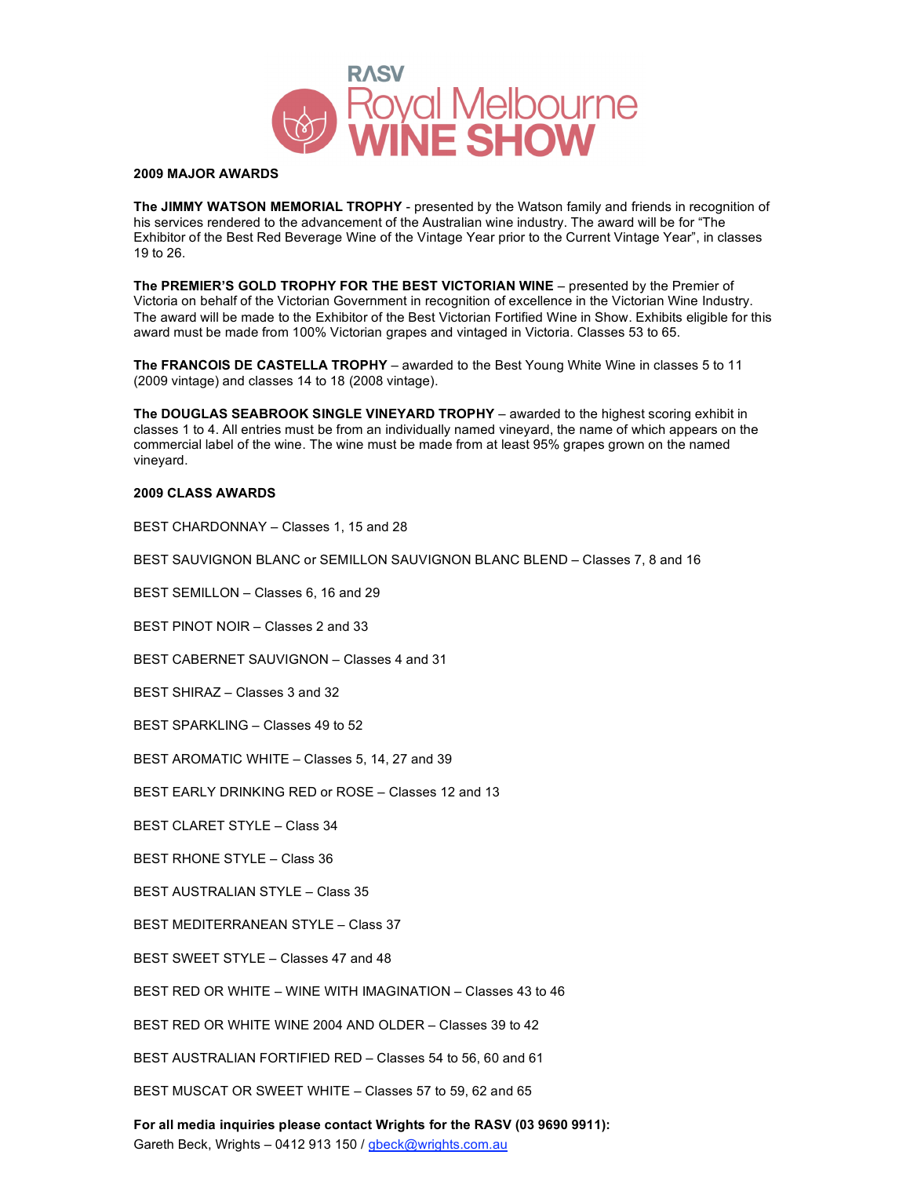RASV Royal Melbourne WINE SHOW

**2009 MAJOR AWARDS**

**The JIMMY WATSON MEMORIAL TROPHY** - presented by the Watson family and friends in recognition of his services rendered to the advancement of the Australian wine industry. The award will be for "The Exhibitor of the Best Red Beverage Wine of the Vintage Year prior to the Current Vintage Year", in classes 19 to 26.

**The PREMIER'S GOLD TROPHY FOR THE BEST VICTORIAN WINE** – presented by the Premier of Victoria on behalf of the Victorian Government in recognition of excellence in the Victorian Wine Industry. The award will be made to the Exhibitor of the Best Victorian Fortified Wine in Show. Exhibits eligible for this award must be made from 100% Victorian grapes and vintaged in Victoria. Classes 53 to 65.

**The FRANCOIS DE CASTELLA TROPHY** – awarded to the Best Young White Wine in classes 5 to 11 (2009 vintage) and classes 14 to 18 (2008 vintage).

**The DOUGLAS SEABROOK SINGLE VINEYARD TROPHY** – awarded to the highest scoring exhibit in classes 1 to 4. All entries must be from an individually named vineyard, the name of which appears on the commercial label of the wine. The wine must be made from at least 95% grapes grown on the named vineyard.

**2009 CLASS AWARDS**

BEST CHARDONNAY – Classes 1, 15 and 28

BEST SAUVIGNON BLANC or SEMILLON SAUVIGNON BLANC BLEND – Classes 7, 8 and 16

BEST SEMILLON – Classes 6, 16 and 29

BEST PINOT NOIR – Classes 2 and 33

BEST CABERNET SAUVIGNON – Classes 4 and 31

BEST SHIRAZ – Classes 3 and 32

BEST SPARKLING – Classes 49 to 52

BEST AROMATIC WHITE – Classes 5, 14, 27 and 39

BEST EARLY DRINKING RED or ROSE – Classes 12 and 13

BEST CLARET STYLE – Class 34

BEST RHONE STYLE – Class 36

BEST AUSTRALIAN STYLE – Class 35

BEST MEDITERRANEAN STYLE – Class 37

BEST SWEET STYLE – Classes 47 and 48

BEST RED OR WHITE – WINE WITH IMAGINATION – Classes 43 to 46

BEST RED OR WHITE WINE 2004 AND OLDER – Classes 39 to 42

BEST AUSTRALIAN FORTIFIED RED – Classes 54 to 56, 60 and 61

BEST MUSCAT OR SWEET WHITE – Classes 57 to 59, 62 and 65

**For all media inquiries please contact Wrights for the RASV (03 9690 9911):**
Gareth Beck, Wrights – 0412 913 150 / gbeck@wrights.com.au